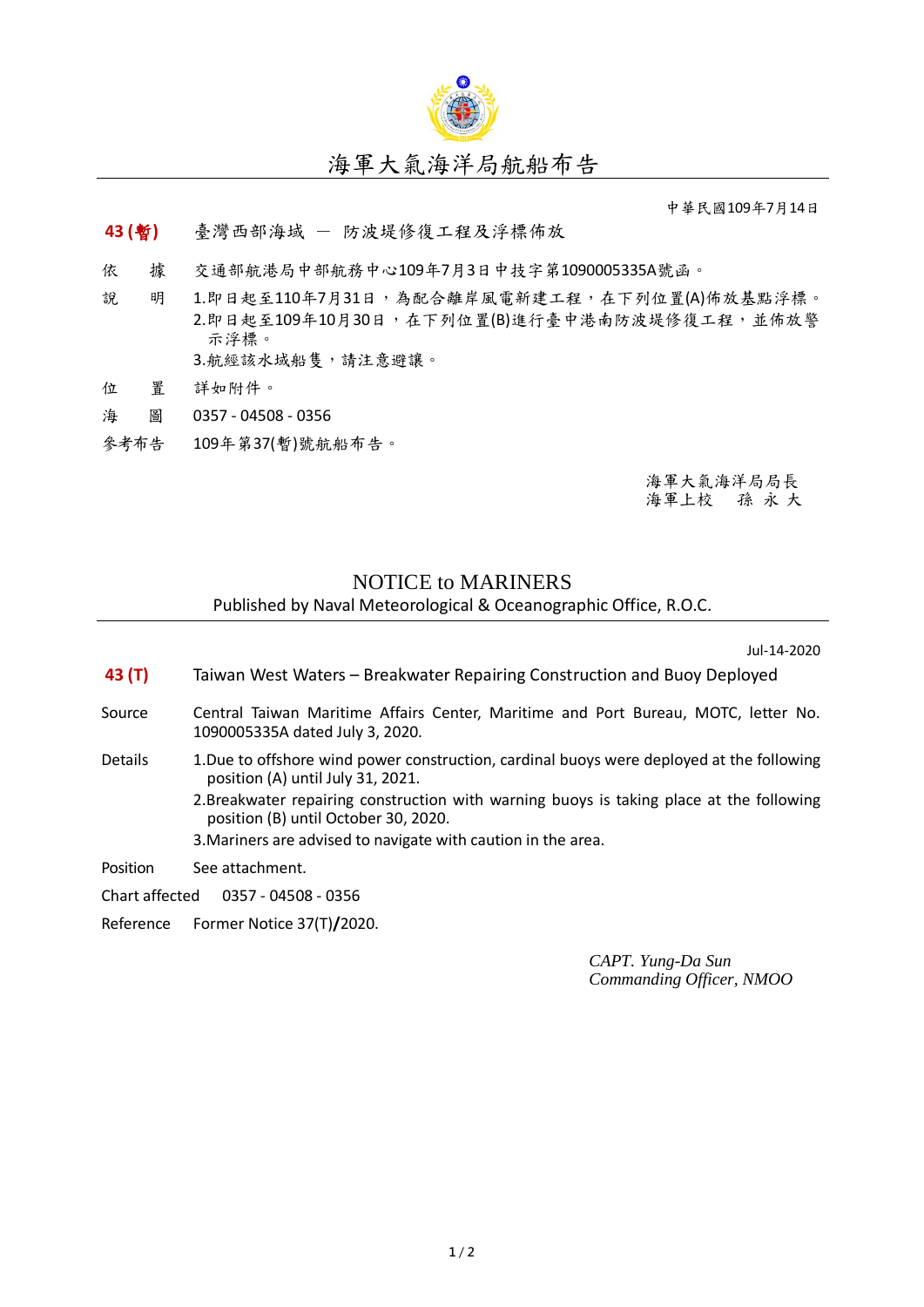# 海軍大氣海洋局航船布告

中華民國109年7月14日

**43 (暫)**　臺灣西部海域 － 防波堤修復工程及浮標佈放

依　　據　交通部航港局中部航務中心109年7月3日中技字第1090005335A號函。

說　　明　1.即日起至110年7月31日，為配合離岸風電新建工程，在下列位置(A)佈放基點浮標。
2.即日起至109年10月30日，在下列位置(B)進行臺中港南防波堤修復工程，並佈放警示浮標。
3.航經該水域船隻，請注意避讓。

位　　置　詳如附件。

海　　圖　0357 - 04508 - 0356

參考布告　109年第37(暫)號航船布告。

海軍大氣海洋局局長
海軍上校　孫 永 大

## NOTICE to MARINERS

Published by Naval Meteorological & Oceanographic Office, R.O.C.

Jul-14-2020

**43 (T)**　Taiwan West Waters – Breakwater Repairing Construction and Buoy Deployed

Source　Central Taiwan Maritime Affairs Center, Maritime and Port Bureau, MOTC, letter No. 1090005335A dated July 3, 2020.

Details　1.Due to offshore wind power construction, cardinal buoys were deployed at the following position (A) until July 31, 2021.
2.Breakwater repairing construction with warning buoys is taking place at the following position (B) until October 30, 2020.
3.Mariners are advised to navigate with caution in the area.

Position　See attachment.

Chart affected　0357 - 04508 - 0356

Reference　Former Notice 37(T)/2020.

*CAPT. Yung-Da Sun*
*Commanding Officer, NMOO*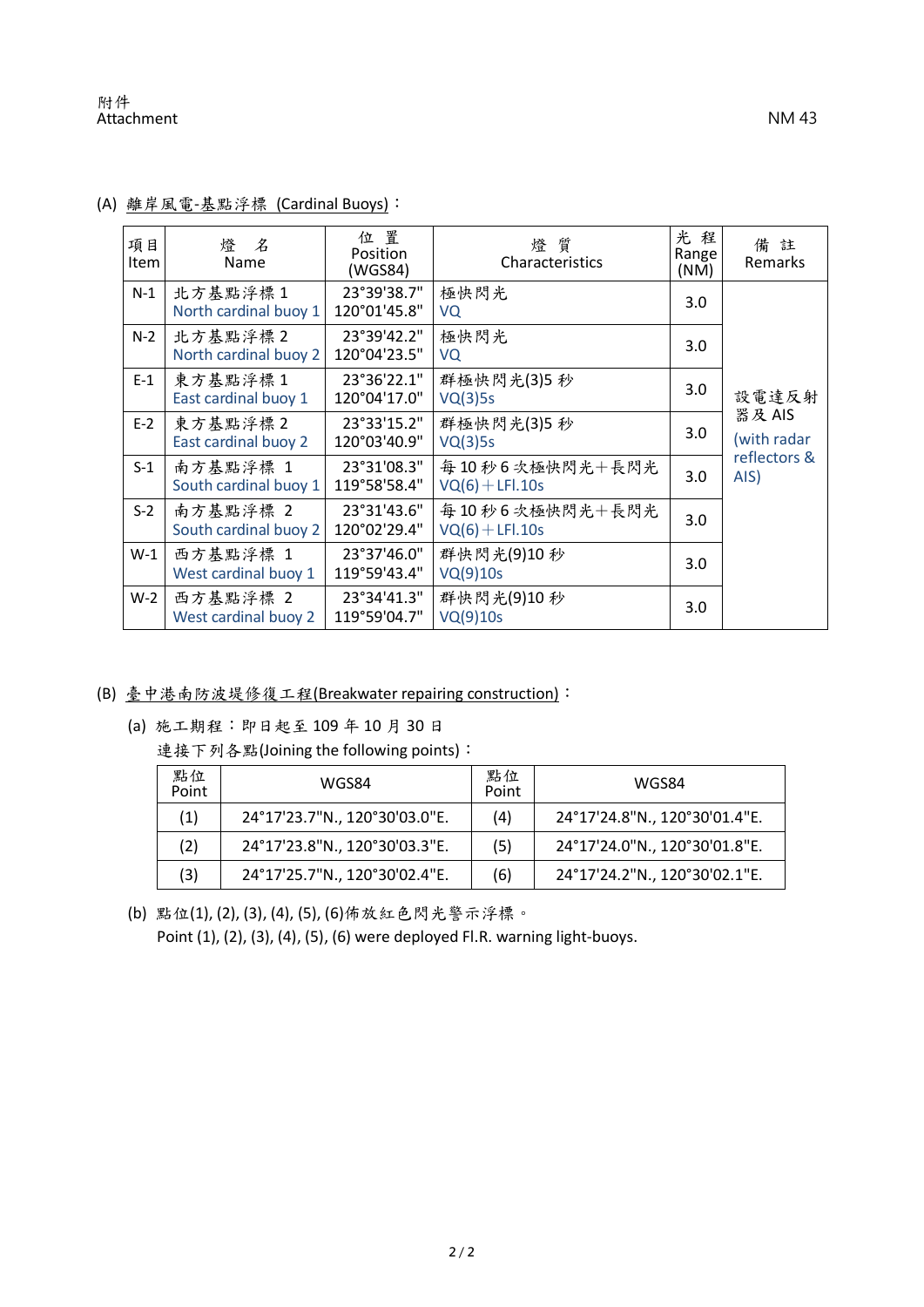附件
Attachment

NM 43

(A) 離岸風電-基點浮標 (Cardinal Buoys)：

| 項目 Item | 燈　名 Name | 位　置 Position (WGS84) | 燈　質 Characteristics | 光　程 Range (NM) | 備　註 Remarks |
|---|---|---|---|---|---|
| N-1 | 北方基點浮標 1 North cardinal buoy 1 | 23°39'38.7" 120°01'45.8" | 極快閃光 VQ | 3.0 | 設電達反射器及 AIS (with radar reflectors & AIS) |
| N-2 | 北方基點浮標 2 North cardinal buoy 2 | 23°39'42.2" 120°04'23.5" | 極快閃光 VQ | 3.0 | |
| E-1 | 東方基點浮標 1 East cardinal buoy 1 | 23°36'22.1" 120°04'17.0" | 群極快閃光(3)5 秒 VQ(3)5s | 3.0 | |
| E-2 | 東方基點浮標 2 East cardinal buoy 2 | 23°33'15.2" 120°03'40.9" | 群極快閃光(3)5 秒 VQ(3)5s | 3.0 | |
| S-1 | 南方基點浮標 1 South cardinal buoy 1 | 23°31'08.3" 119°58'58.4" | 每 10 秒 6 次極快閃光＋長閃光 VQ(6)＋LFl.10s | 3.0 | |
| S-2 | 南方基點浮標 2 South cardinal buoy 2 | 23°31'43.6" 120°02'29.4" | 每 10 秒 6 次極快閃光＋長閃光 VQ(6)＋LFl.10s | 3.0 | |
| W-1 | 西方基點浮標 1 West cardinal buoy 1 | 23°37'46.0" 119°59'43.4" | 群快閃光(9)10 秒 VQ(9)10s | 3.0 | |
| W-2 | 西方基點浮標 2 West cardinal buoy 2 | 23°34'41.3" 119°59'04.7" | 群快閃光(9)10 秒 VQ(9)10s | 3.0 | |

(B) 臺中港南防波堤修復工程(Breakwater repairing construction)：

(a) 施工期程：即日起至 109 年 10 月 30 日

連接下列各點(Joining the following points)：

| 點位 Point | WGS84 | 點位 Point | WGS84 |
|---|---|---|---|
| (1) | 24°17'23.7"N., 120°30'03.0"E. | (4) | 24°17'24.8"N., 120°30'01.4"E. |
| (2) | 24°17'23.8"N., 120°30'03.3"E. | (5) | 24°17'24.0"N., 120°30'01.8"E. |
| (3) | 24°17'25.7"N., 120°30'02.4"E. | (6) | 24°17'24.2"N., 120°30'02.1"E. |

(b) 點位(1), (2), (3), (4), (5), (6)佈放紅色閃光警示浮標。

Point (1), (2), (3), (4), (5), (6) were deployed Fl.R. warning light-buoys.